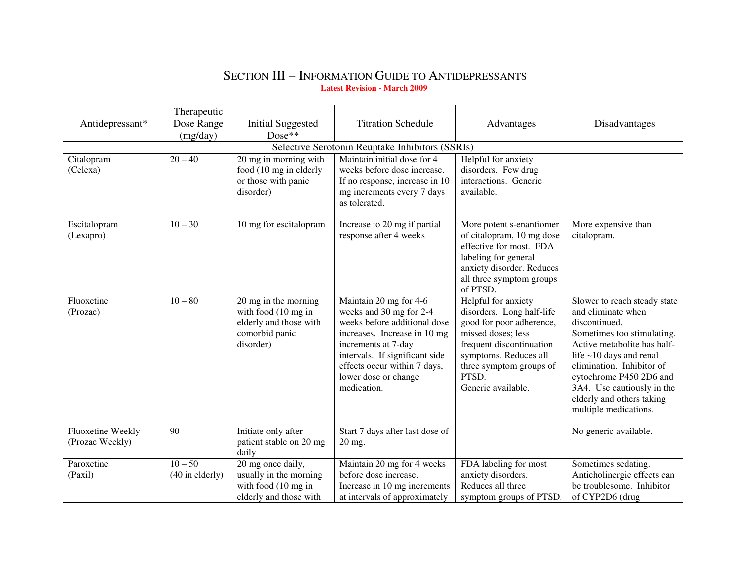# SECTION III – INFORMATION GUIDE TO ANTIDEPRESSANTS

**Latest Revision - March 2009**

| Antidepressant* | Therapeutic Dose Range (mg/day) | Initial Suggested Dose** | Titration Schedule | Advantages | Disadvantages |
|---|---|---|---|---|---|
| Selective Serotonin Reuptake Inhibitors (SSRIs) | | | | | |
| Citalopram (Celexa) | 20 – 40 | 20 mg in morning with food (10 mg in elderly or those with panic disorder) | Maintain initial dose for 4 weeks before dose increase. If no response, increase in 10 mg increments every 7 days as tolerated. | Helpful for anxiety disorders. Few drug interactions. Generic available. | |
| Escitalopram (Lexapro) | 10 – 30 | 10 mg for escitalopram | Increase to 20 mg if partial response after 4 weeks | More potent s-enantiomer of citalopram, 10 mg dose effective for most. FDA labeling for general anxiety disorder. Reduces all three symptom groups of PTSD. | More expensive than citalopram. |
| Fluoxetine (Prozac) | 10 – 80 | 20 mg in the morning with food (10 mg in elderly and those with comorbid panic disorder) | Maintain 20 mg for 4-6 weeks and 30 mg for 2-4 weeks before additional dose increases. Increase in 10 mg increments at 7-day intervals. If significant side effects occur within 7 days, lower dose or change medication. | Helpful for anxiety disorders. Long half-life good for poor adherence, missed doses; less frequent discontinuation symptoms. Reduces all three symptom groups of PTSD. Generic available. | Slower to reach steady state and eliminate when discontinued. Sometimes too stimulating. Active metabolite has half-life ~10 days and renal elimination. Inhibitor of cytochrome P450 2D6 and 3A4. Use cautiously in the elderly and others taking multiple medications. |
| Fluoxetine Weekly (Prozac Weekly) | 90 | Initiate only after patient stable on 20 mg daily | Start 7 days after last dose of 20 mg. | | No generic available. |
| Paroxetine (Paxil) | 10 – 50 (40 in elderly) | 20 mg once daily, usually in the morning with food (10 mg in elderly and those with | Maintain 20 mg for 4 weeks before dose increase. Increase in 10 mg increments at intervals of approximately | FDA labeling for most anxiety disorders. Reduces all three symptom groups of PTSD. | Sometimes sedating. Anticholinergic effects can be troublesome. Inhibitor of CYP2D6 (drug |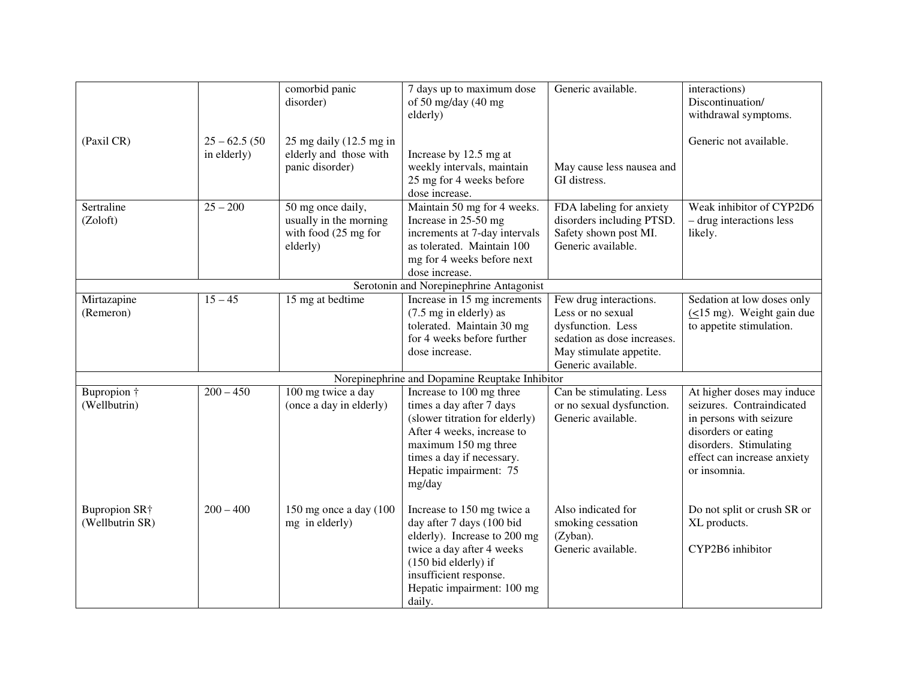| | | | | | |
|---|---|---|---|---|---|
| | | comorbid panic disorder) | 7 days up to maximum dose of 50 mg/day (40 mg elderly) | Generic available. | interactions) Discontinuation/ withdrawal symptoms. |
| (Paxil CR) | 25 – 62.5 (50 in elderly) | 25 mg daily (12.5 mg in elderly and those with panic disorder) | Increase by 12.5 mg at weekly intervals, maintain 25 mg for 4 weeks before dose increase. | May cause less nausea and GI distress. | Generic not available. |
| Sertraline (Zoloft) | 25 – 200 | 50 mg once daily, usually in the morning with food (25 mg for elderly) | Maintain 50 mg for 4 weeks. Increase in 25-50 mg increments at 7-day intervals as tolerated. Maintain 100 mg for 4 weeks before next dose increase. | FDA labeling for anxiety disorders including PTSD. Safety shown post MI. Generic available. | Weak inhibitor of CYP2D6 – drug interactions less likely. |
| Serotonin and Norepinephrine Antagonist | | | | | |
| Mirtazapine (Remeron) | 15 – 45 | 15 mg at bedtime | Increase in 15 mg increments (7.5 mg in elderly) as tolerated. Maintain 30 mg for 4 weeks before further dose increase. | Few drug interactions. Less or no sexual dysfunction. Less sedation as dose increases. May stimulate appetite. Generic available. | Sedation at low doses only ($\leq$15 mg). Weight gain due to appetite stimulation. |
| Norepinephrine and Dopamine Reuptake Inhibitor | | | | | |
| Bupropion † (Wellbutrin) | 200 – 450 | 100 mg twice a day (once a day in elderly) | Increase to 100 mg three times a day after 7 days (slower titration for elderly) After 4 weeks, increase to maximum 150 mg three times a day if necessary. Hepatic impairment: 75 mg/day | Can be stimulating. Less or no sexual dysfunction. Generic available. | At higher doses may induce seizures. Contraindicated in persons with seizure disorders or eating disorders. Stimulating effect can increase anxiety or insomnia. |
| Bupropion SR† (Wellbutrin SR) | 200 – 400 | 150 mg once a day (100 mg in elderly) | Increase to 150 mg twice a day after 7 days (100 bid elderly). Increase to 200 mg twice a day after 4 weeks (150 bid elderly) if insufficient response. Hepatic impairment: 100 mg daily. | Also indicated for smoking cessation (Zyban). Generic available. | Do not split or crush SR or XL products. CYP2B6 inhibitor |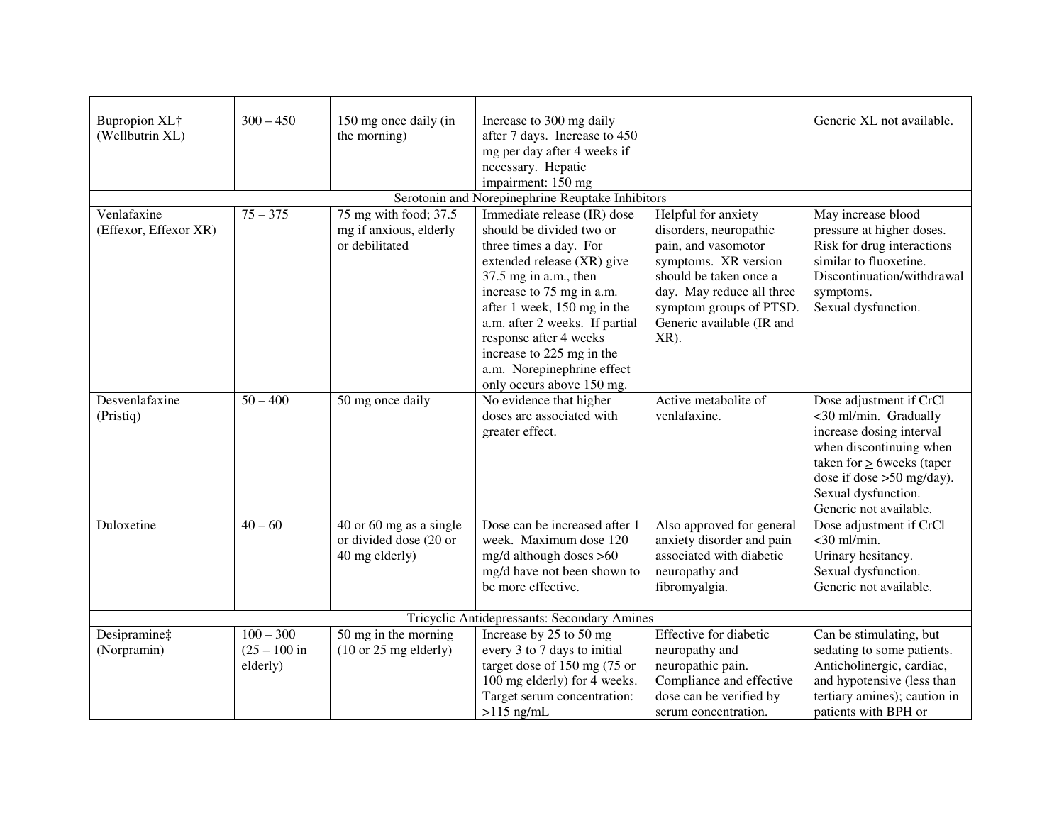| Bupropion XL† (Wellbutrin XL) | 300 – 450 | 150 mg once daily (in the morning) | Increase to 300 mg daily after 7 days. Increase to 450 mg per day after 4 weeks if necessary. Hepatic impairment: 150 mg | | Generic XL not available. |
|---|---|---|---|---|---|
| Serotonin and Norepinephrine Reuptake Inhibitors | | | | | |
| Venlafaxine (Effexor, Effexor XR) | 75 – 375 | 75 mg with food; 37.5 mg if anxious, elderly or debilitated | Immediate release (IR) dose should be divided two or three times a day. For extended release (XR) give 37.5 mg in a.m., then increase to 75 mg in a.m. after 1 week, 150 mg in the a.m. after 2 weeks. If partial response after 4 weeks increase to 225 mg in the a.m. Norepinephrine effect only occurs above 150 mg. | Helpful for anxiety disorders, neuropathic pain, and vasomotor symptoms. XR version should be taken once a day. May reduce all three symptom groups of PTSD. Generic available (IR and XR). | May increase blood pressure at higher doses. Risk for drug interactions similar to fluoxetine. Discontinuation/withdrawal symptoms. Sexual dysfunction. |
| Desvenlafaxine (Pristiq) | 50 – 400 | 50 mg once daily | No evidence that higher doses are associated with greater effect. | Active metabolite of venlafaxine. | Dose adjustment if CrCl <30 ml/min. Gradually increase dosing interval when discontinuing when taken for ≥ 6weeks (taper dose if dose >50 mg/day). Sexual dysfunction. Generic not available. |
| Duloxetine | 40 – 60 | 40 or 60 mg as a single or divided dose (20 or 40 mg elderly) | Dose can be increased after 1 week. Maximum dose 120 mg/d although doses >60 mg/d have not been shown to be more effective. | Also approved for general anxiety disorder and pain associated with diabetic neuropathy and fibromyalgia. | Dose adjustment if CrCl <30 ml/min. Urinary hesitancy. Sexual dysfunction. Generic not available. |
| Tricyclic Antidepressants: Secondary Amines | | | | | |
| Desipramine‡ (Norpramin) | 100 – 300 (25 – 100 in elderly) | 50 mg in the morning (10 or 25 mg elderly) | Increase by 25 to 50 mg every 3 to 7 days to initial target dose of 150 mg (75 or 100 mg elderly) for 4 weeks. Target serum concentration: >115 ng/mL | Effective for diabetic neuropathy and neuropathic pain. Compliance and effective dose can be verified by serum concentration. | Can be stimulating, but sedating to some patients. Anticholinergic, cardiac, and hypotensive (less than tertiary amines); caution in patients with BPH or |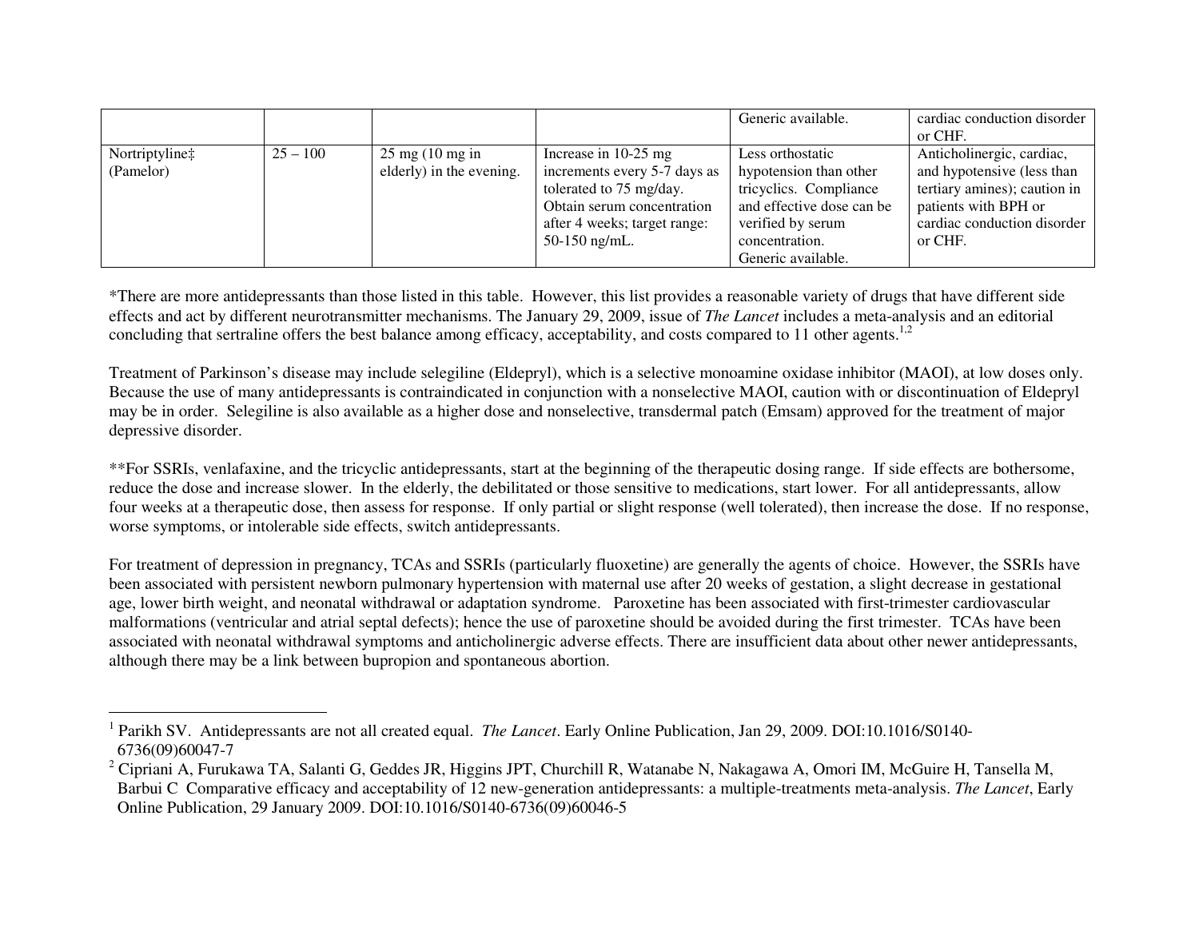| | | | | Generic available. | cardiac conduction disorder or CHF. |
|---|---|---|---|---|---|
| Nortriptyline‡ (Pamelor) | 25 – 100 | 25 mg (10 mg in elderly) in the evening. | Increase in 10-25 mg increments every 5-7 days as tolerated to 75 mg/day. Obtain serum concentration after 4 weeks; target range: 50-150 ng/mL. | Less orthostatic hypotension than other tricyclics. Compliance and effective dose can be verified by serum concentration. Generic available. | Anticholinergic, cardiac, and hypotensive (less than tertiary amines); caution in patients with BPH or cardiac conduction disorder or CHF. |

*There are more antidepressants than those listed in this table. However, this list provides a reasonable variety of drugs that have different side effects and act by different neurotransmitter mechanisms. The January 29, 2009, issue of *The Lancet* includes a meta-analysis and an editorial concluding that sertraline offers the best balance among efficacy, acceptability, and costs compared to 11 other agents.[1,2]

Treatment of Parkinson's disease may include selegiline (Eldepryl), which is a selective monoamine oxidase inhibitor (MAOI), at low doses only. Because the use of many antidepressants is contraindicated in conjunction with a nonselective MAOI, caution with or discontinuation of Eldepryl may be in order. Selegiline is also available as a higher dose and nonselective, transdermal patch (Emsam) approved for the treatment of major depressive disorder.

**For SSRIs, venlafaxine, and the tricyclic antidepressants, start at the beginning of the therapeutic dosing range. If side effects are bothersome, reduce the dose and increase slower. In the elderly, the debilitated or those sensitive to medications, start lower. For all antidepressants, allow four weeks at a therapeutic dose, then assess for response. If only partial or slight response (well tolerated), then increase the dose. If no response, worse symptoms, or intolerable side effects, switch antidepressants.

For treatment of depression in pregnancy, TCAs and SSRIs (particularly fluoxetine) are generally the agents of choice. However, the SSRIs have been associated with persistent newborn pulmonary hypertension with maternal use after 20 weeks of gestation, a slight decrease in gestational age, lower birth weight, and neonatal withdrawal or adaptation syndrome. Paroxetine has been associated with first-trimester cardiovascular malformations (ventricular and atrial septal defects); hence the use of paroxetine should be avoided during the first trimester. TCAs have been associated with neonatal withdrawal symptoms and anticholinergic adverse effects. There are insufficient data about other newer antidepressants, although there may be a link between bupropion and spontaneous abortion.

---

[1] Parikh SV. Antidepressants are not all created equal. *The Lancet*. Early Online Publication, Jan 29, 2009. DOI:10.1016/S0140-6736(09)60047-7

[2] Cipriani A, Furukawa TA, Salanti G, Geddes JR, Higgins JPT, Churchill R, Watanabe N, Nakagawa A, Omori IM, McGuire H, Tansella M, Barbui C Comparative efficacy and acceptability of 12 new-generation antidepressants: a multiple-treatments meta-analysis. *The Lancet*, Early Online Publication, 29 January 2009. DOI:10.1016/S0140-6736(09)60046-5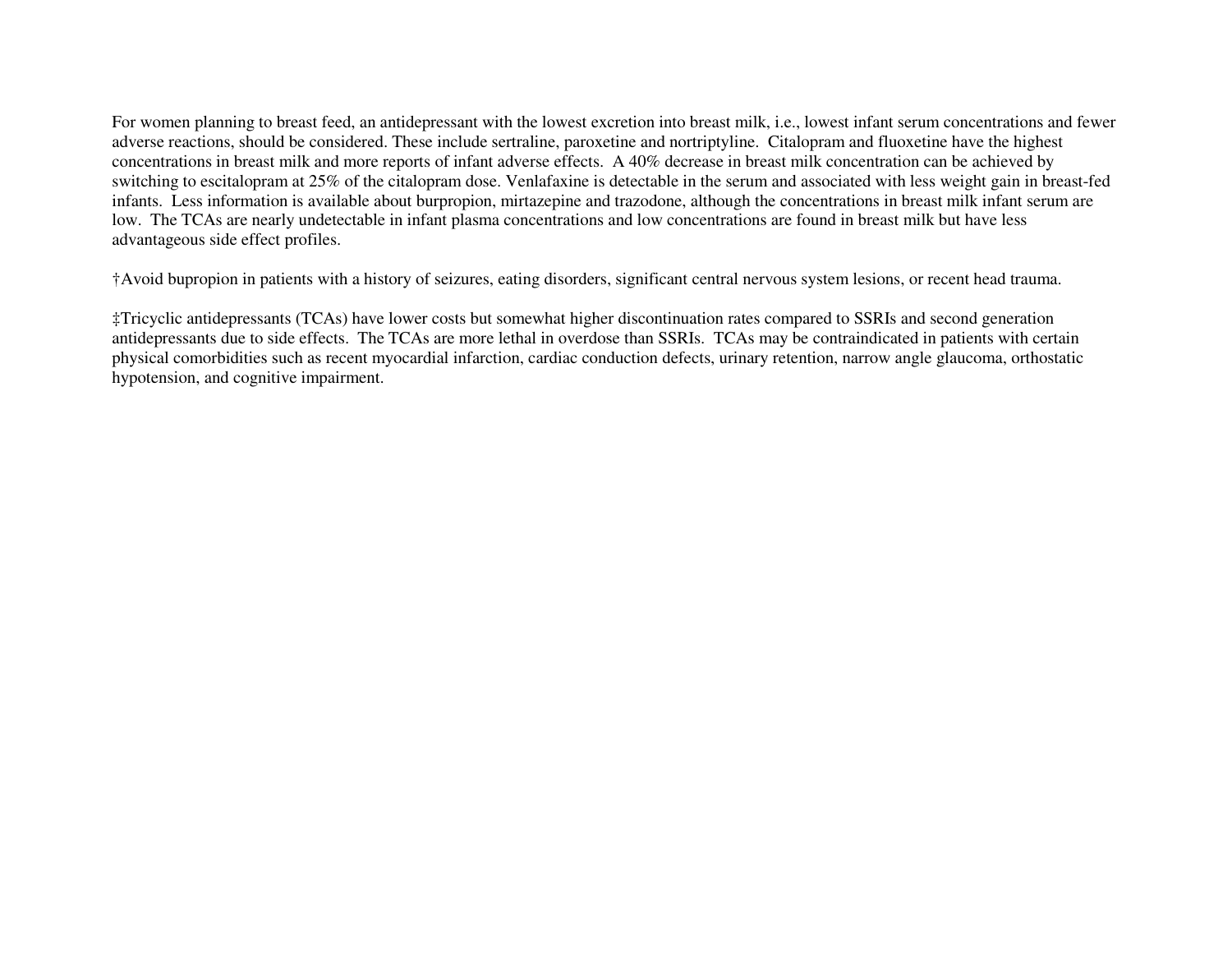For women planning to breast feed, an antidepressant with the lowest excretion into breast milk, i.e., lowest infant serum concentrations and fewer adverse reactions, should be considered. These include sertraline, paroxetine and nortriptyline. Citalopram and fluoxetine have the highest concentrations in breast milk and more reports of infant adverse effects. A 40% decrease in breast milk concentration can be achieved by switching to escitalopram at 25% of the citalopram dose. Venlafaxine is detectable in the serum and associated with less weight gain in breast-fed infants. Less information is available about burpropion, mirtazepine and trazodone, although the concentrations in breast milk infant serum are low. The TCAs are nearly undetectable in infant plasma concentrations and low concentrations are found in breast milk but have less advantageous side effect profiles.

†Avoid bupropion in patients with a history of seizures, eating disorders, significant central nervous system lesions, or recent head trauma.

‡Tricyclic antidepressants (TCAs) have lower costs but somewhat higher discontinuation rates compared to SSRIs and second generation antidepressants due to side effects. The TCAs are more lethal in overdose than SSRIs. TCAs may be contraindicated in patients with certain physical comorbidities such as recent myocardial infarction, cardiac conduction defects, urinary retention, narrow angle glaucoma, orthostatic hypotension, and cognitive impairment.